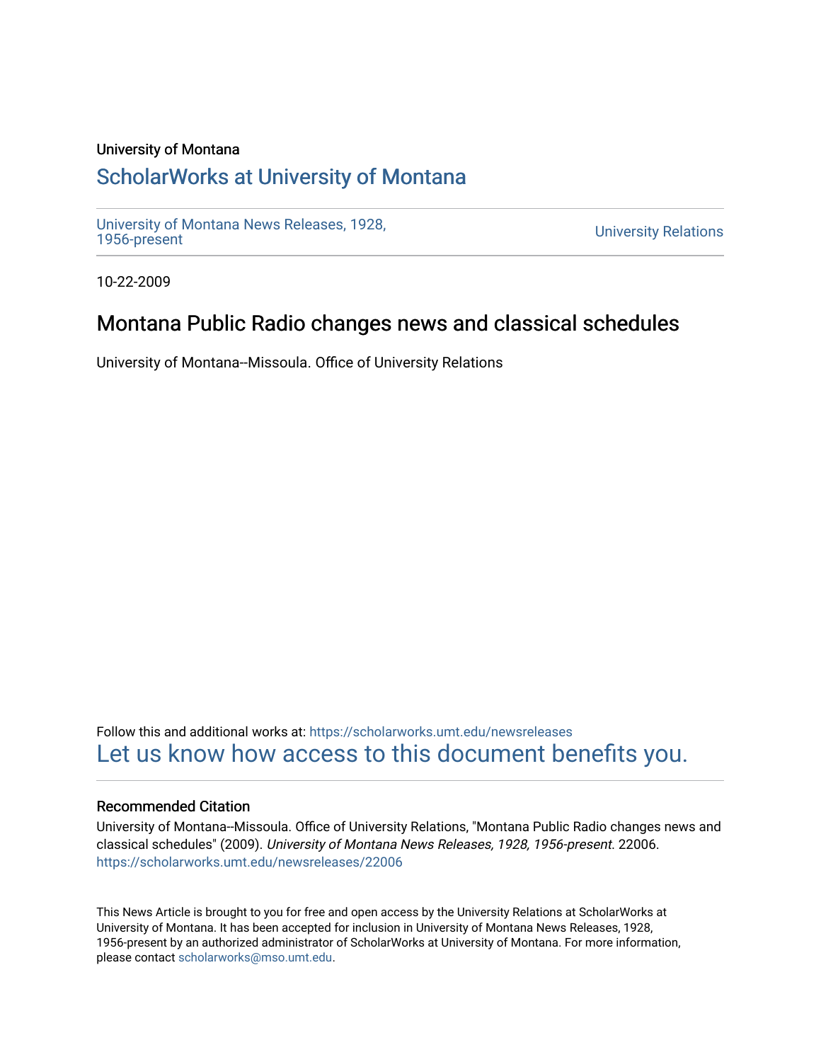University of Montana

# ScholarWorks at University of Montana

University of Montana News Releases, 1928, 1956-present

University Relations

10-22-2009

## Montana Public Radio changes news and classical schedules

University of Montana--Missoula. Office of University Relations

Follow this and additional works at: https://scholarworks.umt.edu/newsreleases

Let us know how access to this document benefits you.

### Recommended Citation

University of Montana--Missoula. Office of University Relations, "Montana Public Radio changes news and classical schedules" (2009). *University of Montana News Releases, 1928, 1956-present*. 22006. https://scholarworks.umt.edu/newsreleases/22006

This News Article is brought to you for free and open access by the University Relations at ScholarWorks at University of Montana. It has been accepted for inclusion in University of Montana News Releases, 1928, 1956-present by an authorized administrator of ScholarWorks at University of Montana. For more information, please contact scholarworks@mso.umt.edu.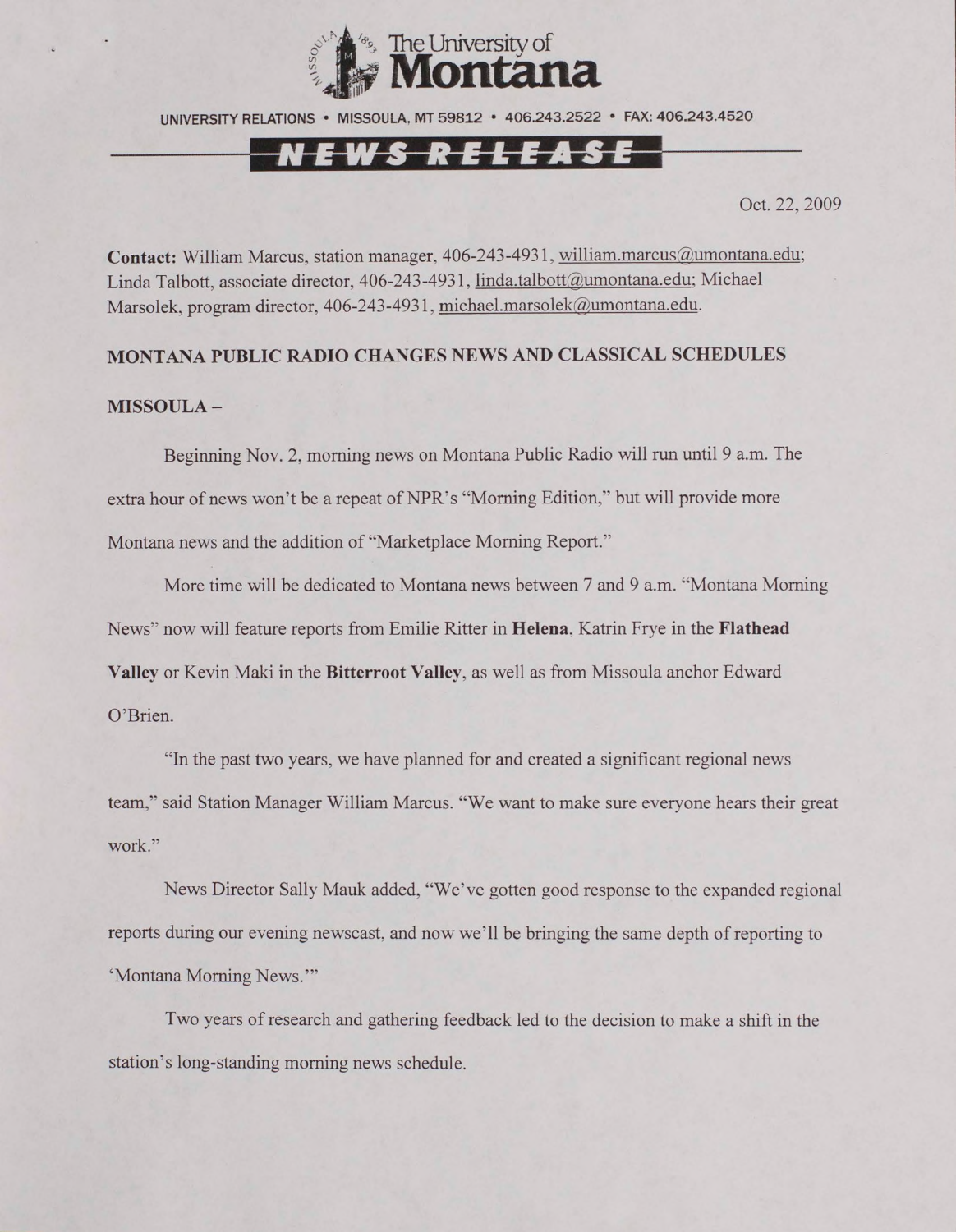The University of **Montana**

UNIVERSITY RELATIONS • MISSOULA, MT 59812 • 406.243.2522 • FAX: 406.243.4520

**NEWS RELEASE**

Oct. 22, 2009

**Contact:** William Marcus, station manager, 406-243-4931, william.marcus@umontana.edu; Linda Talbott, associate director, 406-243-4931, linda.talbott@umontana.edu; Michael Marsolek, program director, 406-243-4931, michael.marsolek@umontana.edu.

**MONTANA PUBLIC RADIO CHANGES NEWS AND CLASSICAL SCHEDULES**

**MISSOULA –**

Beginning Nov. 2, morning news on Montana Public Radio will run until 9 a.m. The extra hour of news won't be a repeat of NPR's "Morning Edition," but will provide more Montana news and the addition of "Marketplace Morning Report."

More time will be dedicated to Montana news between 7 and 9 a.m. "Montana Morning News" now will feature reports from Emilie Ritter in **Helena**, Katrin Frye in the **Flathead Valley** or Kevin Maki in the **Bitterroot Valley**, as well as from Missoula anchor Edward O'Brien.

"In the past two years, we have planned for and created a significant regional news team," said Station Manager William Marcus. "We want to make sure everyone hears their great work."

News Director Sally Mauk added, "We've gotten good response to the expanded regional reports during our evening newscast, and now we'll be bringing the same depth of reporting to 'Montana Morning News.'"

Two years of research and gathering feedback led to the decision to make a shift in the station's long-standing morning news schedule.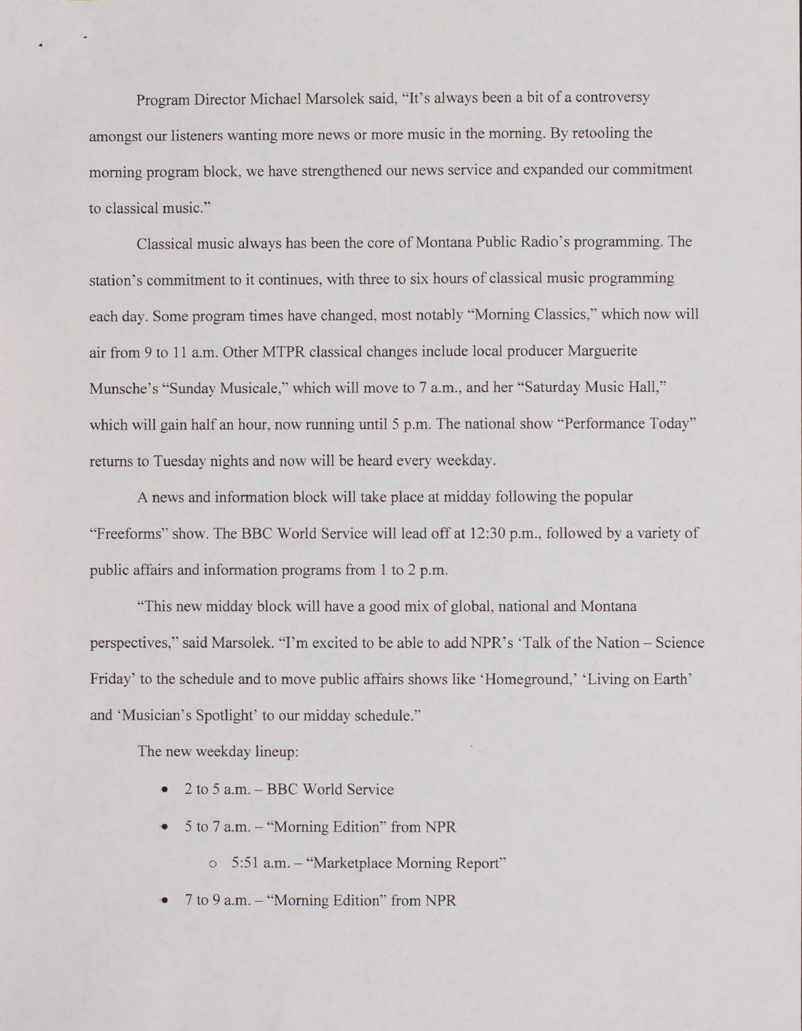Program Director Michael Marsolek said, "It's always been a bit of a controversy amongst our listeners wanting more news or more music in the morning. By retooling the morning program block, we have strengthened our news service and expanded our commitment to classical music."

Classical music always has been the core of Montana Public Radio's programming. The station's commitment to it continues, with three to six hours of classical music programming each day. Some program times have changed, most notably "Morning Classics," which now will air from 9 to 11 a.m. Other MTPR classical changes include local producer Marguerite Munsche's "Sunday Musicale," which will move to 7 a.m., and her "Saturday Music Hall," which will gain half an hour, now running until 5 p.m. The national show "Performance Today" returns to Tuesday nights and now will be heard every weekday.

A news and information block will take place at midday following the popular "Freeforms" show. The BBC World Service will lead off at 12:30 p.m., followed by a variety of public affairs and information programs from 1 to 2 p.m.

"This new midday block will have a good mix of global, national and Montana perspectives," said Marsolek. "I'm excited to be able to add NPR's 'Talk of the Nation – Science Friday' to the schedule and to move public affairs shows like 'Homeground,' 'Living on Earth' and 'Musician's Spotlight' to our midday schedule."

The new weekday lineup:

- 2 to 5 a.m. – BBC World Service
- 5 to 7 a.m. – "Morning Edition" from NPR
  - 5:51 a.m. – "Marketplace Morning Report"
- 7 to 9 a.m. – "Morning Edition" from NPR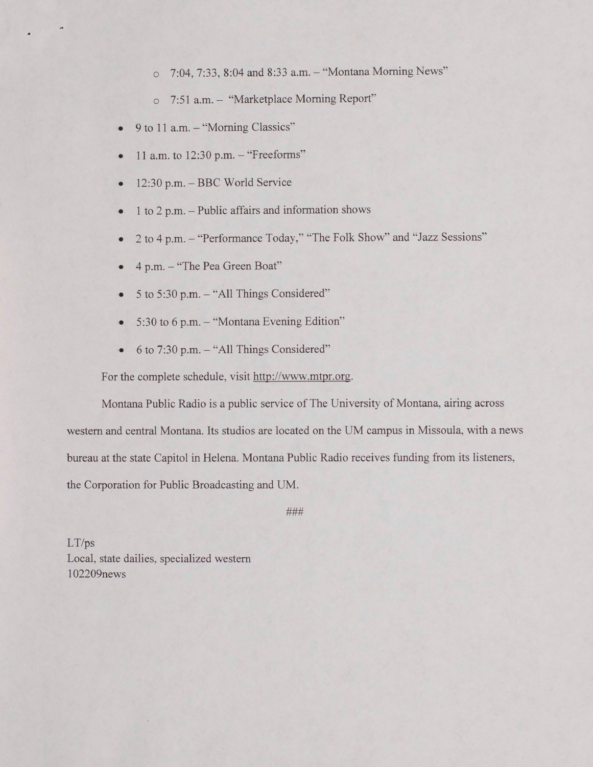- 7:04, 7:33, 8:04 and 8:33 a.m. – "Montana Morning News"
  - 7:51 a.m. – "Marketplace Morning Report"
- 9 to 11 a.m. – "Morning Classics"
- 11 a.m. to 12:30 p.m. – "Freeforms"
- 12:30 p.m. – BBC World Service
- 1 to 2 p.m. – Public affairs and information shows
- 2 to 4 p.m. – "Performance Today," "The Folk Show" and "Jazz Sessions"
- 4 p.m. – "The Pea Green Boat"
- 5 to 5:30 p.m. – "All Things Considered"
- 5:30 to 6 p.m. – "Montana Evening Edition"
- 6 to 7:30 p.m. – "All Things Considered"

For the complete schedule, visit http://www.mtpr.org.

Montana Public Radio is a public service of The University of Montana, airing across western and central Montana. Its studios are located on the UM campus in Missoula, with a news bureau at the state Capitol in Helena. Montana Public Radio receives funding from its listeners, the Corporation for Public Broadcasting and UM.

###

LT/ps
Local, state dailies, specialized western
102209news